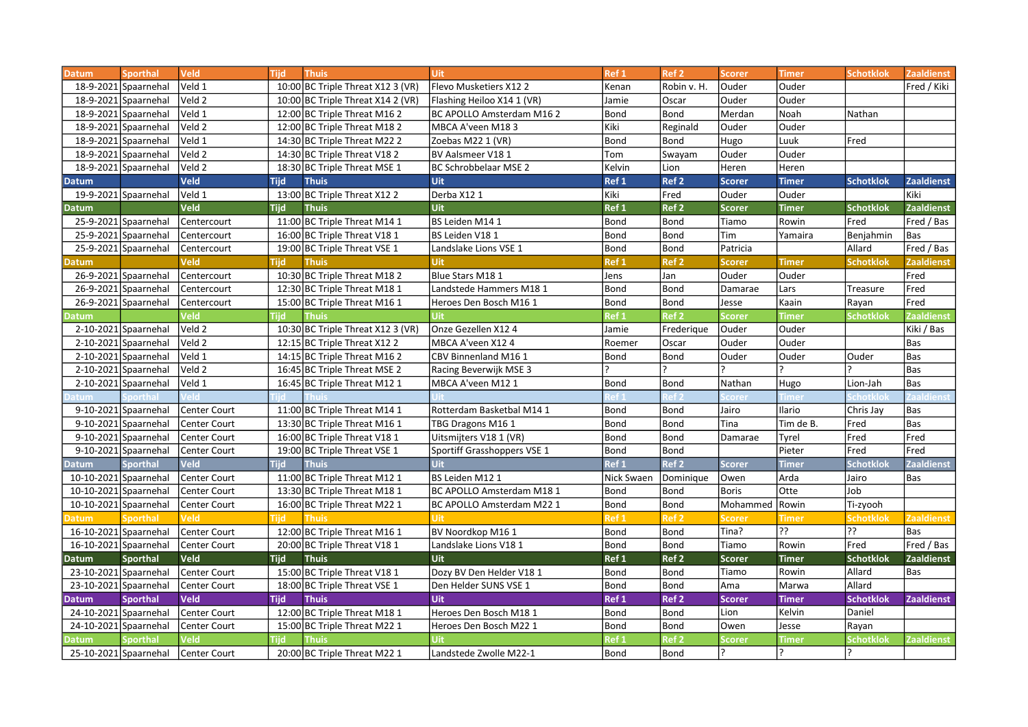| Datum | Sporthal | Veld | Tijd | Thuis | Uit | Ref 1 | Ref 2 | Scorer | Timer | Schotklok | Zaaldienst |
|---|---|---|---|---|---|---|---|---|---|---|---|
| 18-9-2021 | Spaarnehal | Veld 1 | 10:00 | BC Triple Threat X12 3 (VR) | Flevo Musketiers X12 2 | Kenan | Robin v. H. | Ouder | Ouder | | Fred / Kiki |
| 18-9-2021 | Spaarnehal | Veld 2 | 10:00 | BC Triple Threat X14 2 (VR) | Flashing Heiloo X14 1 (VR) | Jamie | Oscar | Ouder | Ouder | | |
| 18-9-2021 | Spaarnehal | Veld 1 | 12:00 | BC Triple Threat M16 2 | BC APOLLO Amsterdam M16 2 | Bond | Bond | Merdan | Noah | Nathan | |
| 18-9-2021 | Spaarnehal | Veld 2 | 12:00 | BC Triple Threat M18 2 | MBCA A'veen M18 3 | Kiki | Reginald | Ouder | Ouder | | |
| 18-9-2021 | Spaarnehal | Veld 1 | 14:30 | BC Triple Threat M22 2 | Zoebas M22 1 (VR) | Bond | Bond | Hugo | Luuk | Fred | |
| 18-9-2021 | Spaarnehal | Veld 2 | 14:30 | BC Triple Threat V18 2 | BV Aalsmeer V18 1 | Tom | Swayam | Ouder | Ouder | | |
| 18-9-2021 | Spaarnehal | Veld 2 | 18:30 | BC Triple Threat MSE 1 | BC Schrobbelaar MSE 2 | Kelvin | Lion | Heren | Heren | | |
| **Datum** | | **Veld** | **Tijd** | **Thuis** | **Uit** | **Ref 1** | **Ref 2** | **Scorer** | **Timer** | **Schotklok** | **Zaaldienst** |
| 19-9-2021 | Spaarnehal | Veld 1 | 13:00 | BC Triple Threat X12 2 | Derba X12 1 | Kiki | Fred | Ouder | Ouder | | Kiki |
| **Datum** | | **Veld** | **Tijd** | **Thuis** | **Uit** | **Ref 1** | **Ref 2** | **Scorer** | **Timer** | **Schotklok** | **Zaaldienst** |
| 25-9-2021 | Spaarnehal | Centercourt | 11:00 | BC Triple Threat M14 1 | BS Leiden M14 1 | Bond | Bond | Tiamo | Rowin | Fred | Fred / Bas |
| 25-9-2021 | Spaarnehal | Centercourt | 16:00 | BC Triple Threat V18 1 | BS Leiden V18 1 | Bond | Bond | Tim | Yamaira | Benjahmin | Bas |
| 25-9-2021 | Spaarnehal | Centercourt | 19:00 | BC Triple Threat VSE 1 | Landslake Lions VSE 1 | Bond | Bond | Patricia | | Allard | Fred / Bas |
| **Datum** | | **Veld** | **Tijd** | **Thuis** | **Uit** | **Ref 1** | **Ref 2** | **Scorer** | **Timer** | **Schotklok** | **Zaaldienst** |
| 26-9-2021 | Spaarnehal | Centercourt | 10:30 | BC Triple Threat M18 2 | Blue Stars M18 1 | Jens | Jan | Ouder | Ouder | | Fred |
| 26-9-2021 | Spaarnehal | Centercourt | 12:30 | BC Triple Threat M18 1 | Landstede Hammers M18 1 | Bond | Bond | Damarae | Lars | Treasure | Fred |
| 26-9-2021 | Spaarnehal | Centercourt | 15:00 | BC Triple Threat M16 1 | Heroes Den Bosch M16 1 | Bond | Bond | Jesse | Kaain | Rayan | Fred |
| **Datum** | | **Veld** | **Tijd** | **Thuis** | **Uit** | **Ref 1** | **Ref 2** | **Scorer** | **Timer** | **Schotklok** | **Zaaldienst** |
| 2-10-2021 | Spaarnehal | Veld 2 | 10:30 | BC Triple Threat X12 3 (VR) | Onze Gezellen X12 4 | Jamie | Frederique | Ouder | Ouder | | Kiki / Bas |
| 2-10-2021 | Spaarnehal | Veld 2 | 12:15 | BC Triple Threat X12 2 | MBCA A'veen X12 4 | Roemer | Oscar | Ouder | Ouder | | Bas |
| 2-10-2021 | Spaarnehal | Veld 1 | 14:15 | BC Triple Threat M16 2 | CBV Binnenland M16 1 | Bond | Bond | Ouder | Ouder | Ouder | Bas |
| 2-10-2021 | Spaarnehal | Veld 2 | 16:45 | BC Triple Threat MSE 2 | Racing Beverwijk MSE 3 | ? | ? | ? | ? | ? | Bas |
| 2-10-2021 | Spaarnehal | Veld 1 | 16:45 | BC Triple Threat M12 1 | MBCA A'veen M12 1 | Bond | Bond | Nathan | Hugo | Lion-Jah | Bas |
| **Datum** | **Sporthal** | **Veld** | **Tijd** | **Thuis** | **Uit** | **Ref 1** | **Ref 2** | **Scorer** | **Timer** | **Schotklok** | **Zaaldienst** |
| 9-10-2021 | Spaarnehal | Center Court | 11:00 | BC Triple Threat M14 1 | Rotterdam Basketbal M14 1 | Bond | Bond | Jairo | Ilario | Chris Jay | Bas |
| 9-10-2021 | Spaarnehal | Center Court | 13:30 | BC Triple Threat M16 1 | TBG Dragons M16 1 | Bond | Bond | Tina | Tim de B. | Fred | Bas |
| 9-10-2021 | Spaarnehal | Center Court | 16:00 | BC Triple Threat V18 1 | Uitsmijters V18 1 (VR) | Bond | Bond | Damarae | Tyrel | Fred | Fred |
| 9-10-2021 | Spaarnehal | Center Court | 19:00 | BC Triple Threat VSE 1 | Sportiff Grasshoppers VSE 1 | Bond | Bond | | Pieter | Fred | Fred |
| **Datum** | **Sporthal** | **Veld** | **Tijd** | **Thuis** | **Uit** | **Ref 1** | **Ref 2** | **Scorer** | **Timer** | **Schotklok** | **Zaaldienst** |
| 10-10-2021 | Spaarnehal | Center Court | 11:00 | BC Triple Threat M12 1 | BS Leiden M12 1 | Nick Swaen | Dominique | Owen | Arda | Jairo | Bas |
| 10-10-2021 | Spaarnehal | Center Court | 13:30 | BC Triple Threat M18 1 | BC APOLLO Amsterdam M18 1 | Bond | Bond | Boris | Otte | Job | |
| 10-10-2021 | Spaarnehal | Center Court | 16:00 | BC Triple Threat M22 1 | BC APOLLO Amsterdam M22 1 | Bond | Bond | Mohammed | Rowin | Ti-zyooh | |
| **Datum** | **Sporthal** | **Veld** | **Tijd** | **Thuis** | **Uit** | **Ref 1** | **Ref 2** | **Scorer** | **Timer** | **Schotklok** | **Zaaldienst** |
| 16-10-2021 | Spaarnehal | Center Court | 12:00 | BC Triple Threat M16 1 | BV Noordkop M16 1 | Bond | Bond | Tina? | ?? | ?? | Bas |
| 16-10-2021 | Spaarnehal | Center Court | 20:00 | BC Triple Threat V18 1 | Landslake Lions V18 1 | Bond | Bond | Tiamo | Rowin | Fred | Fred / Bas |
| **Datum** | **Sporthal** | **Veld** | **Tijd** | **Thuis** | **Uit** | **Ref 1** | **Ref 2** | **Scorer** | **Timer** | **Schotklok** | **Zaaldienst** |
| 23-10-2021 | Spaarnehal | Center Court | 15:00 | BC Triple Threat V18 1 | Dozy BV Den Helder V18 1 | Bond | Bond | Tiamo | Rowin | Allard | Bas |
| 23-10-2021 | Spaarnehal | Center Court | 18:00 | BC Triple Threat VSE 1 | Den Helder SUNS VSE 1 | Bond | Bond | Ama | Marwa | Allard | |
| **Datum** | **Sporthal** | **Veld** | **Tijd** | **Thuis** | **Uit** | **Ref 1** | **Ref 2** | **Scorer** | **Timer** | **Schotklok** | **Zaaldienst** |
| 24-10-2021 | Spaarnehal | Center Court | 12:00 | BC Triple Threat M18 1 | Heroes Den Bosch M18 1 | Bond | Bond | Lion | Kelvin | Daniel | |
| 24-10-2021 | Spaarnehal | Center Court | 15:00 | BC Triple Threat M22 1 | Heroes Den Bosch M22 1 | Bond | Bond | Owen | Jesse | Rayan | |
| **Datum** | **Sporthal** | **Veld** | **Tijd** | **Thuis** | **Uit** | **Ref 1** | **Ref 2** | **Scorer** | **Timer** | **Schotklok** | **Zaaldienst** |
| 25-10-2021 | Spaarnehal | Center Court | 20:00 | BC Triple Threat M22 1 | Landstede Zwolle M22-1 | Bond | Bond | ? | ? | ? | |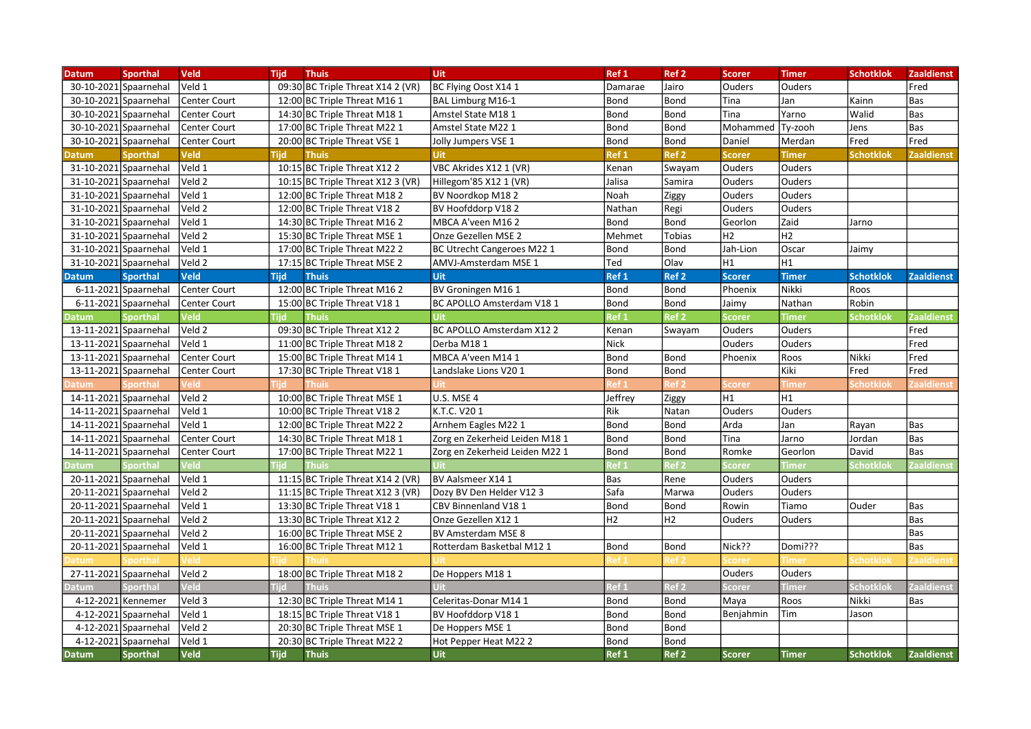| Datum | Sporthal | Veld | Tijd | Thuis | Uit | Ref 1 | Ref 2 | Scorer | Timer | Schotklok | Zaaldienst |
|---|---|---|---|---|---|---|---|---|---|---|---|
| 30-10-2021 | Spaarnehal | Veld 1 | 09:30 | BC Triple Threat X14 2 (VR) | BC Flying Oost X14 1 | Damarae | Jairo | Ouders | Ouders | | Fred |
| 30-10-2021 | Spaarnehal | Center Court | 12:00 | BC Triple Threat M16 1 | BAL Limburg M16-1 | Bond | Bond | Tina | Jan | Kainn | Bas |
| 30-10-2021 | Spaarnehal | Center Court | 14:30 | BC Triple Threat M18 1 | Amstel State M18 1 | Bond | Bond | Tina | Yarno | Walid | Bas |
| 30-10-2021 | Spaarnehal | Center Court | 17:00 | BC Triple Threat M22 1 | Amstel State M22 1 | Bond | Bond | Mohammed | Ty-zooh | Jens | Bas |
| 30-10-2021 | Spaarnehal | Center Court | 20:00 | BC Triple Threat VSE 1 | Jolly Jumpers VSE 1 | Bond | Bond | Daniel | Merdan | Fred | Fred |
| Datum | Sporthal | Veld | Tijd | Thuis | Uit | Ref 1 | Ref 2 | Scorer | Timer | Schotklok | Zaaldienst |
| 31-10-2021 | Spaarnehal | Veld 1 | 10:15 | BC Triple Threat X12 2 | VBC Akrides X12 1 (VR) | Kenan | Swayam | Ouders | Ouders | | |
| 31-10-2021 | Spaarnehal | Veld 2 | 10:15 | BC Triple Threat X12 3 (VR) | Hillegom'85 X12 1 (VR) | Jalisa | Samira | Ouders | Ouders | | |
| 31-10-2021 | Spaarnehal | Veld 1 | 12:00 | BC Triple Threat M18 2 | BV Noordkop M18 2 | Noah | Ziggy | Ouders | Ouders | | |
| 31-10-2021 | Spaarnehal | Veld 2 | 12:00 | BC Triple Threat V18 2 | BV Hoofddorp V18 2 | Nathan | Regi | Ouders | Ouders | | |
| 31-10-2021 | Spaarnehal | Veld 1 | 14:30 | BC Triple Threat M16 2 | MBCA A'veen M16 2 | Bond | Bond | Georlon | Zaid | Jarno | |
| 31-10-2021 | Spaarnehal | Veld 2 | 15:30 | BC Triple Threat MSE 1 | Onze Gezellen MSE 2 | Mehmet | Tobias | H2 | H2 | | |
| 31-10-2021 | Spaarnehal | Veld 1 | 17:00 | BC Triple Threat M22 2 | BC Utrecht Cangeroes M22 1 | Bond | Bond | Jah-Lion | Oscar | Jaimy | |
| 31-10-2021 | Spaarnehal | Veld 2 | 17:15 | BC Triple Threat MSE 2 | AMVJ-Amsterdam MSE 1 | Ted | Olav | H1 | H1 | | |
| Datum | Sporthal | Veld | Tijd | Thuis | Uit | Ref 1 | Ref 2 | Scorer | Timer | Schotklok | Zaaldienst |
| 6-11-2021 | Spaarnehal | Center Court | 12:00 | BC Triple Threat M16 2 | BV Groningen M16 1 | Bond | Bond | Phoenix | Nikki | Roos | |
| 6-11-2021 | Spaarnehal | Center Court | 15:00 | BC Triple Threat V18 1 | BC APOLLO Amsterdam V18 1 | Bond | Bond | Jaimy | Nathan | Robin | |
| Datum | Sporthal | Veld | Tijd | Thuis | Uit | Ref 1 | Ref 2 | Scorer | Timer | Schotklok | Zaaldienst |
| 13-11-2021 | Spaarnehal | Veld 2 | 09:30 | BC Triple Threat X12 2 | BC APOLLO Amsterdam X12 2 | Kenan | Swayam | Ouders | Ouders | | Fred |
| 13-11-2021 | Spaarnehal | Veld 1 | 11:00 | BC Triple Threat M18 2 | Derba M18 1 | Nick | | Ouders | Ouders | | Fred |
| 13-11-2021 | Spaarnehal | Center Court | 15:00 | BC Triple Threat M14 1 | MBCA A'veen M14 1 | Bond | Bond | Phoenix | Roos | Nikki | Fred |
| 13-11-2021 | Spaarnehal | Center Court | 17:30 | BC Triple Threat V18 1 | Landslake Lions V20 1 | Bond | Bond | | Kiki | Fred | Fred |
| Datum | Sporthal | Veld | Tijd | Thuis | Uit | Ref 1 | Ref 2 | Scorer | Timer | Schotklok | Zaaldienst |
| 14-11-2021 | Spaarnehal | Veld 2 | 10:00 | BC Triple Threat MSE 1 | U.S. MSE 4 | Jeffrey | Ziggy | H1 | H1 | | |
| 14-11-2021 | Spaarnehal | Veld 1 | 10:00 | BC Triple Threat V18 2 | K.T.C. V20 1 | Rik | Natan | Ouders | Ouders | | |
| 14-11-2021 | Spaarnehal | Veld 1 | 12:00 | BC Triple Threat M22 2 | Arnhem Eagles M22 1 | Bond | Bond | Arda | Jan | Rayan | Bas |
| 14-11-2021 | Spaarnehal | Center Court | 14:30 | BC Triple Threat M18 1 | Zorg en Zekerheid Leiden M18 1 | Bond | Bond | Tina | Jarno | Jordan | Bas |
| 14-11-2021 | Spaarnehal | Center Court | 17:00 | BC Triple Threat M22 1 | Zorg en Zekerheid Leiden M22 1 | Bond | Bond | Romke | Georlon | David | Bas |
| Datum | Sporthal | Veld | Tijd | Thuis | Uit | Ref 1 | Ref 2 | Scorer | Timer | Schotklok | Zaaldienst |
| 20-11-2021 | Spaarnehal | Veld 1 | 11:15 | BC Triple Threat X14 2 (VR) | BV Aalsmeer X14 1 | Bas | Rene | Ouders | Ouders | | |
| 20-11-2021 | Spaarnehal | Veld 2 | 11:15 | BC Triple Threat X12 3 (VR) | Dozy BV Den Helder V12 3 | Safa | Marwa | Ouders | Ouders | | |
| 20-11-2021 | Spaarnehal | Veld 1 | 13:30 | BC Triple Threat V18 1 | CBV Binnenland V18 1 | Bond | Bond | Rowin | Tiamo | Ouder | Bas |
| 20-11-2021 | Spaarnehal | Veld 2 | 13:30 | BC Triple Threat X12 2 | Onze Gezellen X12 1 | H2 | H2 | Ouders | Ouders | | Bas |
| 20-11-2021 | Spaarnehal | Veld 2 | 16:00 | BC Triple Threat MSE 2 | BV Amsterdam MSE 8 | | | | | | Bas |
| 20-11-2021 | Spaarnehal | Veld 1 | 16:00 | BC Triple Threat M12 1 | Rotterdam Basketbal M12 1 | Bond | Bond | Nick?? | Domi??? | | Bas |
| Datum | Sporthal | Veld | Tijd | Thuis | Uit | Ref 1 | Ref 2 | Scorer | Timer | Schotklok | Zaaldienst |
| 27-11-2021 | Spaarnehal | Veld 2 | 18:00 | BC Triple Threat M18 2 | De Hoppers M18 1 | | | Ouders | Ouders | | |
| Datum | Sporthal | Veld | Tijd | Thuis | Uit | Ref 1 | Ref 2 | Scorer | Timer | Schotklok | Zaaldienst |
| 4-12-2021 | Kennemer | Veld 3 | 12:30 | BC Triple Threat M14 1 | Celeritas-Donar M14 1 | Bond | Bond | Maya | Roos | Nikki | Bas |
| 4-12-2021 | Spaarnehal | Veld 1 | 18:15 | BC Triple Threat V18 1 | BV Hoofddorp V18 1 | Bond | Bond | Benjahmin | Tim | Jason | |
| 4-12-2021 | Spaarnehal | Veld 2 | 20:30 | BC Triple Threat MSE 1 | De Hoppers MSE 1 | Bond | Bond | | | | |
| 4-12-2021 | Spaarnehal | Veld 1 | 20:30 | BC Triple Threat M22 2 | Hot Pepper Heat M22 2 | Bond | Bond | | | | |
| Datum | Sporthal | Veld | Tijd | Thuis | Uit | Ref 1 | Ref 2 | Scorer | Timer | Schotklok | Zaaldienst |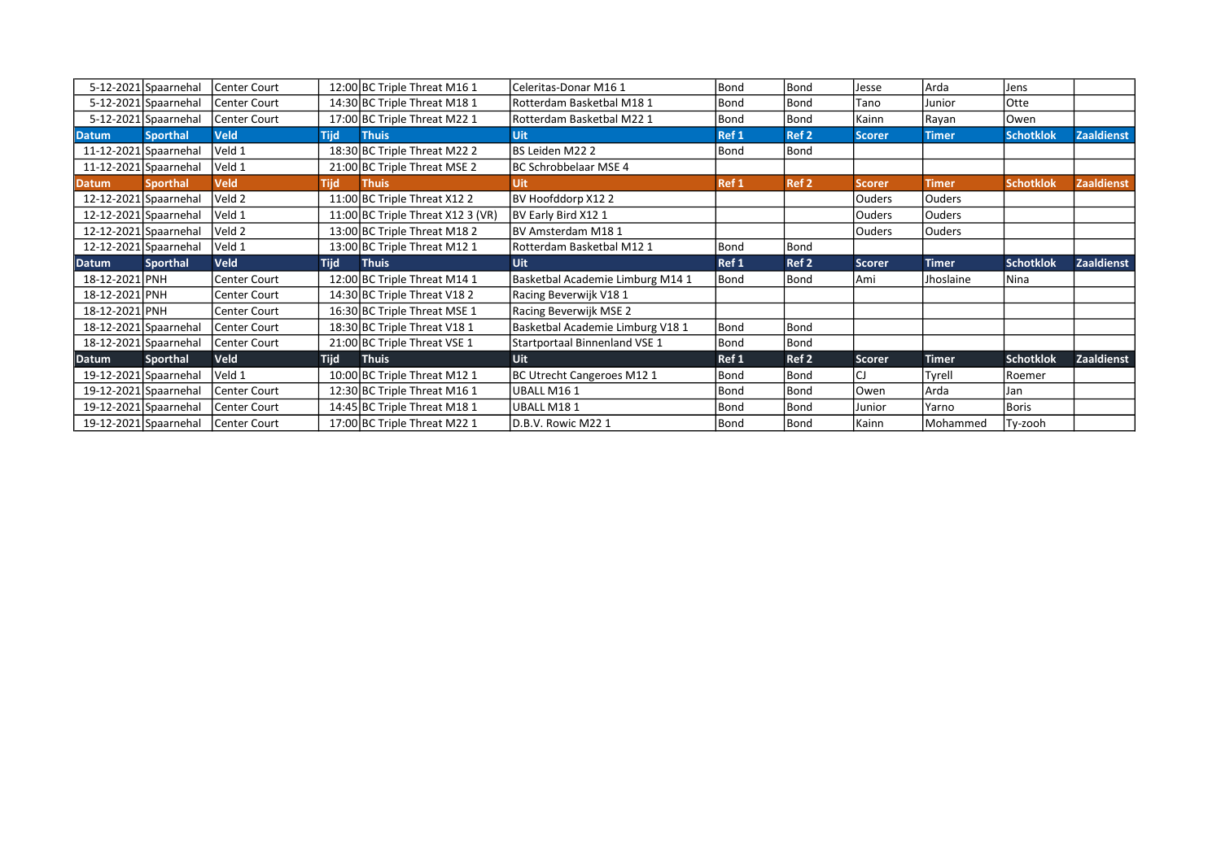| | | | | | | | | | | | |
|---|---|---|---|---|---|---|---|---|---|---|---|
| 5-12-2021 | Spaarnehal | Center Court | 12:00 | BC Triple Threat M16 1 | Celeritas-Donar M16 1 | Bond | Bond | Jesse | Arda | Jens | |
| 5-12-2021 | Spaarnehal | Center Court | 14:30 | BC Triple Threat M18 1 | Rotterdam Basketbal M18 1 | Bond | Bond | Tano | Junior | Otte | |
| 5-12-2021 | Spaarnehal | Center Court | 17:00 | BC Triple Threat M22 1 | Rotterdam Basketbal M22 1 | Bond | Bond | Kainn | Rayan | Owen | |
| **Datum** | **Sporthal** | **Veld** | **Tijd** | **Thuis** | **Uit** | **Ref 1** | **Ref 2** | **Scorer** | **Timer** | **Schotklok** | **Zaaldienst** |
| 11-12-2021 | Spaarnehal | Veld 1 | 18:30 | BC Triple Threat M22 2 | BS Leiden M22 2 | Bond | Bond | | | | |
| 11-12-2021 | Spaarnehal | Veld 1 | 21:00 | BC Triple Threat MSE 2 | BC Schrobbelaar MSE 4 | | | | | | |
| **Datum** | **Sporthal** | **Veld** | **Tijd** | **Thuis** | **Uit** | **Ref 1** | **Ref 2** | **Scorer** | **Timer** | **Schotklok** | **Zaaldienst** |
| 12-12-2021 | Spaarnehal | Veld 2 | 11:00 | BC Triple Threat X12 2 | BV Hoofddorp X12 2 | | | Ouders | Ouders | | |
| 12-12-2021 | Spaarnehal | Veld 1 | 11:00 | BC Triple Threat X12 3 (VR) | BV Early Bird X12 1 | | | Ouders | Ouders | | |
| 12-12-2021 | Spaarnehal | Veld 2 | 13:00 | BC Triple Threat M18 2 | BV Amsterdam M18 1 | | | Ouders | Ouders | | |
| 12-12-2021 | Spaarnehal | Veld 1 | 13:00 | BC Triple Threat M12 1 | Rotterdam Basketbal M12 1 | Bond | Bond | | | | |
| **Datum** | **Sporthal** | **Veld** | **Tijd** | **Thuis** | **Uit** | **Ref 1** | **Ref 2** | **Scorer** | **Timer** | **Schotklok** | **Zaaldienst** |
| 18-12-2021 | PNH | Center Court | 12:00 | BC Triple Threat M14 1 | Basketbal Academie Limburg M14 1 | Bond | Bond | Ami | Jhoslaine | Nina | |
| 18-12-2021 | PNH | Center Court | 14:30 | BC Triple Threat V18 2 | Racing Beverwijk V18 1 | | | | | | |
| 18-12-2021 | PNH | Center Court | 16:30 | BC Triple Threat MSE 1 | Racing Beverwijk MSE 2 | | | | | | |
| 18-12-2021 | Spaarnehal | Center Court | 18:30 | BC Triple Threat V18 1 | Basketbal Academie Limburg V18 1 | Bond | Bond | | | | |
| 18-12-2021 | Spaarnehal | Center Court | 21:00 | BC Triple Threat VSE 1 | Startportaal Binnenland VSE 1 | Bond | Bond | | | | |
| **Datum** | **Sporthal** | **Veld** | **Tijd** | **Thuis** | **Uit** | **Ref 1** | **Ref 2** | **Scorer** | **Timer** | **Schotklok** | **Zaaldienst** |
| 19-12-2021 | Spaarnehal | Veld 1 | 10:00 | BC Triple Threat M12 1 | BC Utrecht Cangeroes M12 1 | Bond | Bond | CJ | Tyrell | Roemer | |
| 19-12-2021 | Spaarnehal | Center Court | 12:30 | BC Triple Threat M16 1 | UBALL M16 1 | Bond | Bond | Owen | Arda | Jan | |
| 19-12-2021 | Spaarnehal | Center Court | 14:45 | BC Triple Threat M18 1 | UBALL M18 1 | Bond | Bond | Junior | Yarno | Boris | |
| 19-12-2021 | Spaarnehal | Center Court | 17:00 | BC Triple Threat M22 1 | D.B.V. Rowic M22 1 | Bond | Bond | Kainn | Mohammed | Ty-zooh | |